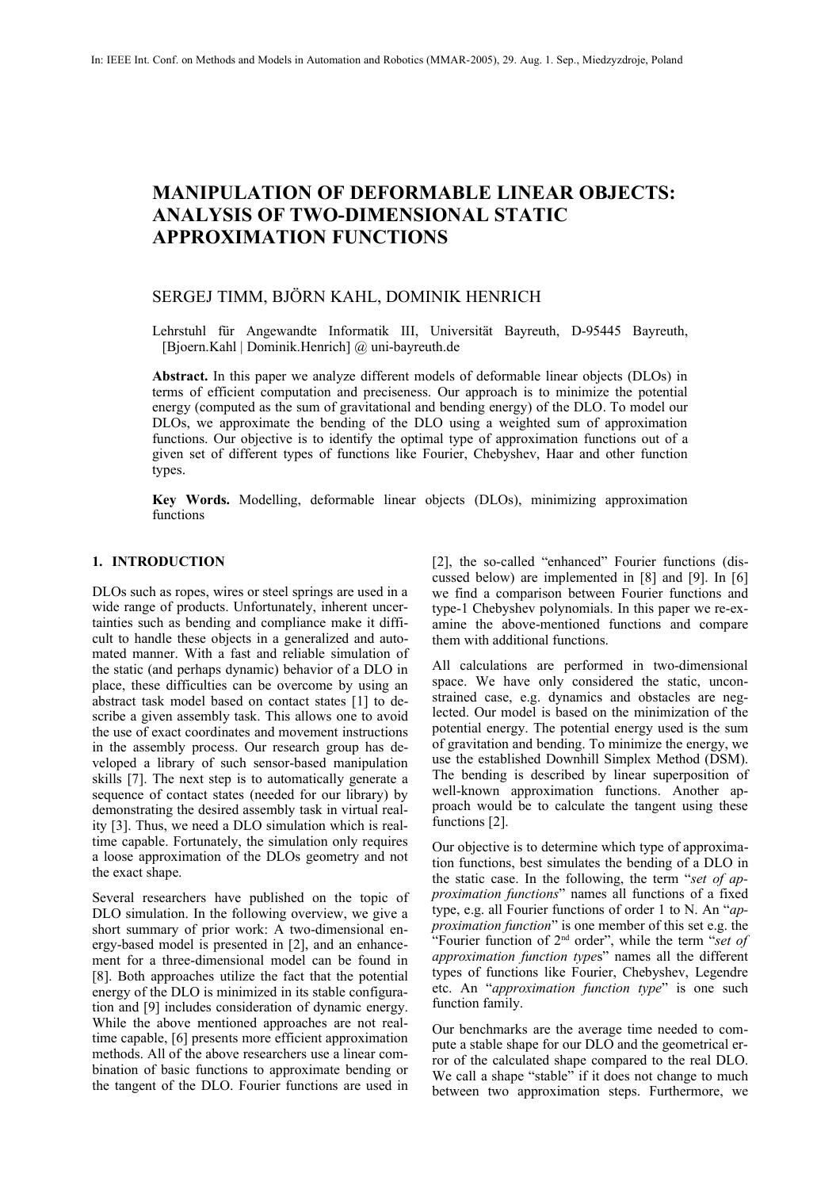In: IEEE Int. Conf. on Methods and Models in Automation and Robotics (MMAR-2005), 29. Aug. 1. Sep., Miedzyzdroje, Poland

# MANIPULATION OF DEFORMABLE LINEAR OBJECTS: ANALYSIS OF TWO-DIMENSIONAL STATIC APPROXIMATION FUNCTIONS

SERGEJ TIMM, BJÖRN KAHL, DOMINIK HENRICH

Lehrstuhl für Angewandte Informatik III, Universität Bayreuth, D-95445 Bayreuth, [Bjoern.Kahl | Dominik.Henrich] @ uni-bayreuth.de

**Abstract.** In this paper we analyze different models of deformable linear objects (DLOs) in terms of efficient computation and preciseness. Our approach is to minimize the potential energy (computed as the sum of gravitational and bending energy) of the DLO. To model our DLOs, we approximate the bending of the DLO using a weighted sum of approximation functions. Our objective is to identify the optimal type of approximation functions out of a given set of different types of functions like Fourier, Chebyshev, Haar and other function types.

**Key Words.** Modelling, deformable linear objects (DLOs), minimizing approximation functions

## 1. INTRODUCTION

DLOs such as ropes, wires or steel springs are used in a wide range of products. Unfortunately, inherent uncertainties such as bending and compliance make it difficult to handle these objects in a generalized and automated manner. With a fast and reliable simulation of the static (and perhaps dynamic) behavior of a DLO in place, these difficulties can be overcome by using an abstract task model based on contact states [1] to describe a given assembly task. This allows one to avoid the use of exact coordinates and movement instructions in the assembly process. Our research group has developed a library of such sensor-based manipulation skills [7]. The next step is to automatically generate a sequence of contact states (needed for our library) by demonstrating the desired assembly task in virtual reality [3]. Thus, we need a DLO simulation which is real-time capable. Fortunately, the simulation only requires a loose approximation of the DLOs geometry and not the exact shape.

Several researchers have published on the topic of DLO simulation. In the following overview, we give a short summary of prior work: A two-dimensional energy-based model is presented in [2], and an enhancement for a three-dimensional model can be found in [8]. Both approaches utilize the fact that the potential energy of the DLO is minimized in its stable configuration and [9] includes consideration of dynamic energy. While the above mentioned approaches are not real-time capable, [6] presents more efficient approximation methods. All of the above researchers use a linear combination of basic functions to approximate bending or the tangent of the DLO. Fourier functions are used in [2], the so-called "enhanced" Fourier functions (discussed below) are implemented in [8] and [9]. In [6] we find a comparison between Fourier functions and type-1 Chebyshev polynomials. In this paper we re-examine the above-mentioned functions and compare them with additional functions.

All calculations are performed in two-dimensional space. We have only considered the static, unconstrained case, e.g. dynamics and obstacles are neglected. Our model is based on the minimization of the potential energy. The potential energy used is the sum of gravitation and bending. To minimize the energy, we use the established Downhill Simplex Method (DSM). The bending is described by linear superposition of well-known approximation functions. Another approach would be to calculate the tangent using these functions [2].

Our objective is to determine which type of approximation functions, best simulates the bending of a DLO in the static case. In the following, the term "*set of approximation functions*" names all functions of a fixed type, e.g. all Fourier functions of order 1 to N. An "*approximation function*" is one member of this set e.g. the "Fourier function of 2nd order", while the term "*set of approximation function types*" names all the different types of functions like Fourier, Chebyshev, Legendre etc. An "*approximation function type*" is one such function family.

Our benchmarks are the average time needed to compute a stable shape for our DLO and the geometrical error of the calculated shape compared to the real DLO. We call a shape "stable" if it does not change to much between two approximation steps. Furthermore, we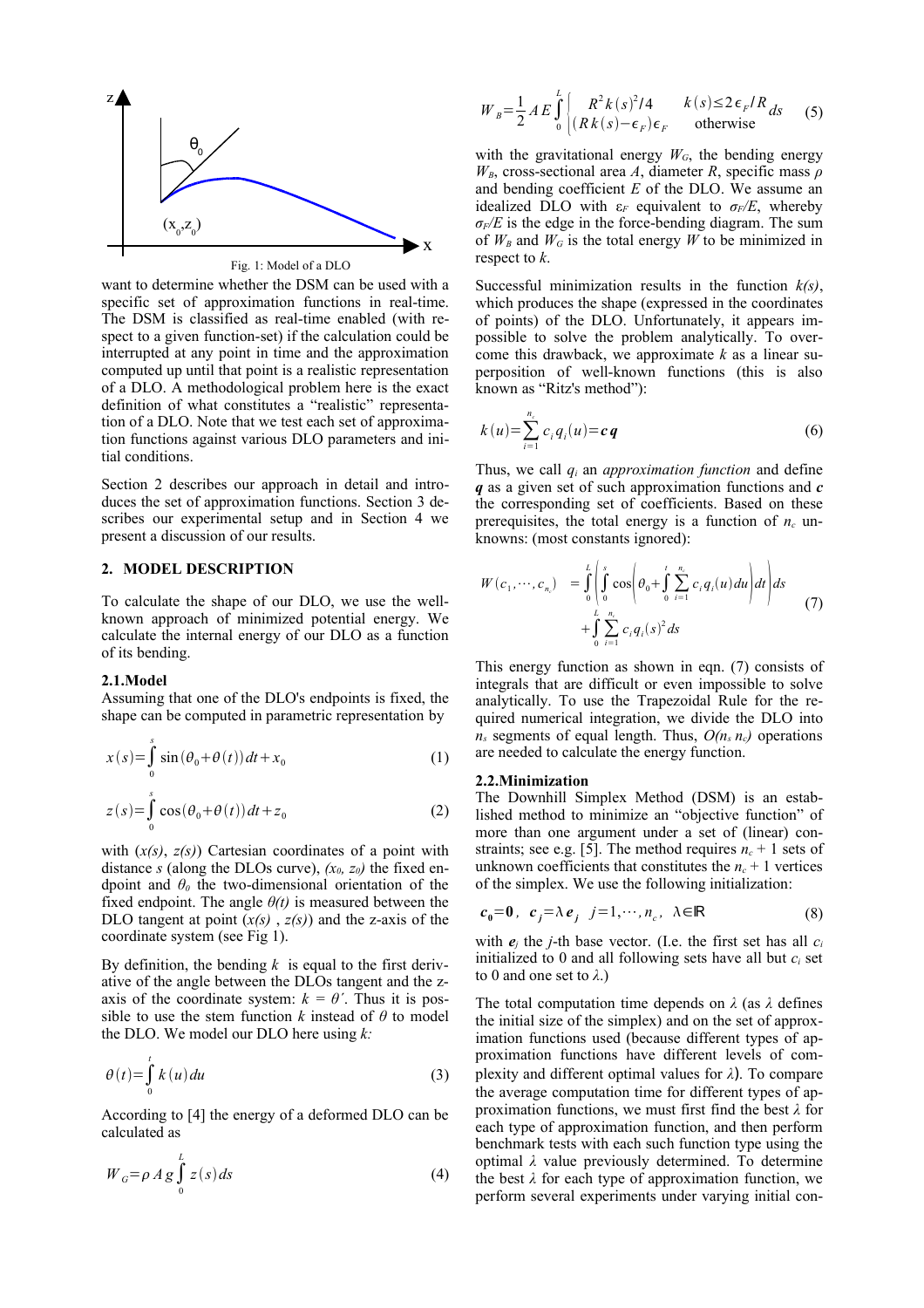Fig. 1: Model of a DLO

want to determine whether the DSM can be used with a specific set of approximation functions in real-time. The DSM is classified as real-time enabled (with respect to a given function-set) if the calculation could be interrupted at any point in time and the approximation computed up until that point is a realistic representation of a DLO. A methodological problem here is the exact definition of what constitutes a "realistic" representation of a DLO. Note that we test each set of approximation functions against various DLO parameters and initial conditions.

Section 2 describes our approach in detail and introduces the set of approximation functions. Section 3 describes our experimental setup and in Section 4 we present a discussion of our results.

## 2. MODEL DESCRIPTION

To calculate the shape of our DLO, we use the well-known approach of minimized potential energy. We calculate the internal energy of our DLO as a function of its bending.

### 2.1. Model

Assuming that one of the DLO's endpoints is fixed, the shape can be computed in parametric representation by

$$x(s)=\int_0^s \sin(\theta_0+\theta(t))\,dt + x_0 \tag{1}$$

$$z(s)=\int_0^s \cos(\theta_0+\theta(t))\,dt + z_0 \tag{2}$$

with $(x(s), z(s))$ Cartesian coordinates of a point with distance $s$ (along the DLOs curve), $(x_0, z_0)$ the fixed endpoint and $\theta_0$ the two-dimensional orientation of the fixed endpoint. The angle $\theta(t)$ is measured between the DLO tangent at point $(x(s), z(s))$ and the z-axis of the coordinate system (see Fig 1).

By definition, the bending $k$ is equal to the first derivative of the angle between the DLOs tangent and the z-axis of the coordinate system: $k = \theta'$. Thus it is possible to use the stem function $k$ instead of $\theta$ to model the DLO. We model our DLO here using $k$:

$$\theta(t)=\int_0^t k(u)\,du \tag{3}$$

According to [4] the energy of a deformed DLO can be calculated as

$$W_G=\rho A g \int_0^L z(s)\,ds \tag{4}$$

$$W_B=\frac{1}{2} A E \int_0^L \begin{cases} R^2 k(s)^2/4 & k(s)\le 2\epsilon_F/R \\ (R k(s)-\epsilon_F)\epsilon_F & \text{otherwise} \end{cases} ds \tag{5}$$

with the gravitational energy $W_G$, the bending energy $W_B$, cross-sectional area $A$, diameter $R$, specific mass $\rho$ and bending coefficient $E$ of the DLO. We assume an idealized DLO with $\epsilon_F$ equivalent to $\sigma_F/E$, whereby $\sigma_F/E$ is the edge in the force-bending diagram. The sum of $W_B$ and $W_G$ is the total energy $W$ to be minimized in respect to $k$.

Successful minimization results in the function $k(s)$, which produces the shape (expressed in the coordinates of points) of the DLO. Unfortunately, it appears impossible to solve the problem analytically. To overcome this drawback, we approximate $k$ as a linear superposition of well-known functions (this is also known as "Ritz's method"):

$$k(u)=\sum_{i=1}^{n_c} c_i q_i(u) = \boldsymbol{c}\,\boldsymbol{q} \tag{6}$$

Thus, we call $q_i$ an *approximation function* and define $\boldsymbol{q}$ as a given set of such approximation functions and $\boldsymbol{c}$ the corresponding set of coefficients. Based on these prerequisites, the total energy is a function of $n_c$ unknowns: (most constants ignored):

$$\begin{aligned} W(c_1,\cdots,c_{n_c}) &= \int_0^L \left( \int_0^s \cos\left( \theta_0 + \int_0^t \sum_{i=1}^{n_c} c_i q_i(u)\,du \right) dt \right) ds \\ &+ \int_0^L \sum_{i=1}^{n_c} c_i q_i(s)^2\,ds \end{aligned} \tag{7}$$

This energy function as shown in eqn. (7) consists of integrals that are difficult or even impossible to solve analytically. To use the Trapezoidal Rule for the required numerical integration, we divide the DLO into $n_s$ segments of equal length. Thus, $O(n_s\, n_c)$ operations are needed to calculate the energy function.

### 2.2. Minimization

The Downhill Simplex Method (DSM) is an established method to minimize an "objective function" of more than one argument under a set of (linear) constraints; see e.g. [5]. The method requires $n_c + 1$ sets of unknown coefficients that constitutes the $n_c + 1$ vertices of the simplex. We use the following initialization:

$$\boldsymbol{c_0}=\boldsymbol{0},\quad \boldsymbol{c}_j=\lambda\,\boldsymbol{e}_j \quad j=1,\cdots,n_c,\quad \lambda\in\mathbb{R} \tag{8}$$

with $\boldsymbol{e}_j$ the $j$-th base vector. (I.e. the first set has all $c_i$ initialized to 0 and all following sets have all but $c_i$ set to 0 and one set to $\lambda$.)

The total computation time depends on $\lambda$ (as $\lambda$ defines the initial size of the simplex) and on the set of approximation functions used (because different types of approximation functions have different levels of complexity and different optimal values for $\lambda$). To compare the average computation time for different types of approximation functions, we must first find the best $\lambda$ for each type of approximation function, and then perform benchmark tests with each such function type using the optimal $\lambda$ value previously determined. To determine the best $\lambda$ for each type of approximation function, we perform several experiments under varying initial con-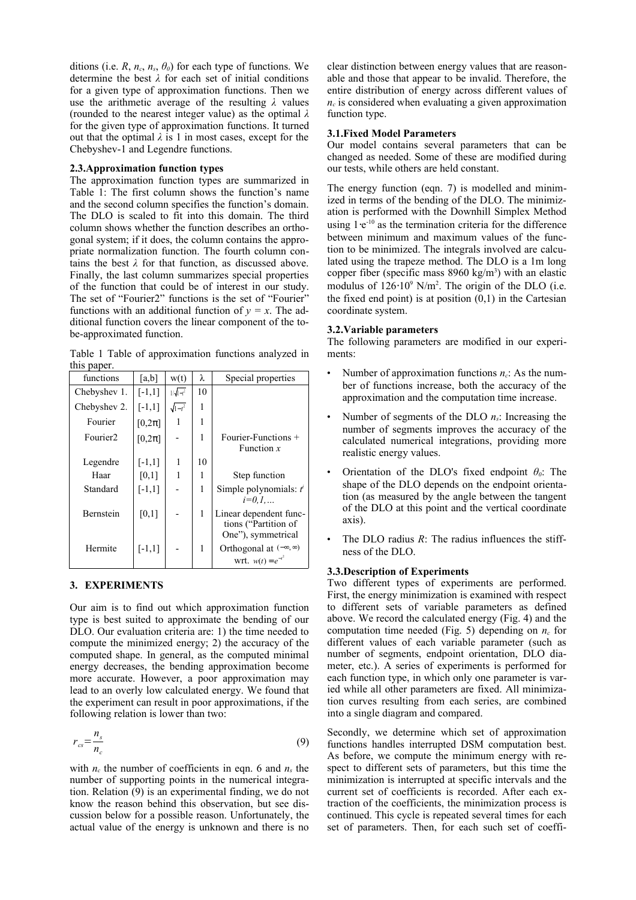ditions (i.e. $R$, $n_c$, $n_s$, $\theta_0$) for each type of functions. We determine the best $\lambda$ for each set of initial conditions for a given type of approximation functions. Then we use the arithmetic average of the resulting $\lambda$ values (rounded to the nearest integer value) as the optimal $\lambda$ for the given type of approximation functions. It turned out that the optimal $\lambda$ is 1 in most cases, except for the Chebyshev-1 and Legendre functions.

### 2.3. Approximation function types

The approximation function types are summarized in Table 1: The first column shows the function's name and the second column specifies the function's domain. The DLO is scaled to fit into this domain. The third column shows whether the function describes an orthogonal system; if it does, the column contains the appropriate normalization function. The fourth column contains the best $\lambda$ for that function, as discussed above. Finally, the last column summarizes special properties of the function that could be of interest in our study. The set of "Fourier2" functions is the set of "Fourier" functions with an additional function of $y = x$. The additional function covers the linear component of the to-be-approximated function.

Table 1 Table of approximation functions analyzed in this paper.

| functions | [a,b] | w(t) | λ | Special properties |
|---|---|---|---|---|
| Chebyshev 1. | $[-1,1]$ | $1/\sqrt{1-t^2}$ | 10 | |
| Chebyshev 2. | $[-1,1]$ | $\sqrt{1-t^2}$ | 1 | |
| Fourier | $[0,2\pi]$ | 1 | 1 | |
| Fourier2 | $[0,2\pi]$ | - | 1 | Fourier-Functions + Function $x$ |
| Legendre | $[-1,1]$ | 1 | 10 | |
| Haar | $[0,1]$ | 1 | 1 | Step function |
| Standard | $[-1,1]$ | - | 1 | Simple polynomials: $t^i$ $i=0,1,\ldots$ |
| Bernstein | $[0,1]$ | - | 1 | Linear dependent functions ("Partition of One"), symmetrical |
| Hermite | $[-1,1]$ | - | 1 | Orthogonal at $(-\infty,\infty)$ wrt. $w(t)=e^{-t^2}$ |

## 3. EXPERIMENTS

Our aim is to find out which approximation function type is best suited to approximate the bending of our DLO. Our evaluation criteria are: 1) the time needed to compute the minimized energy; 2) the accuracy of the computed shape. In general, as the computed minimal energy decreases, the bending approximation become more accurate. However, a poor approximation may lead to an overly low calculated energy. We found that the experiment can result in poor approximations, if the following relation is lower than two:

$$r_{cs} = \frac{n_s}{n_c} \tag{9}$$

with $n_c$ the number of coefficients in eqn. 6 and $n_s$ the number of supporting points in the numerical integration. Relation (9) is an experimental finding, we do not know the reason behind this observation, but see discussion below for a possible reason. Unfortunately, the actual value of the energy is unknown and there is no clear distinction between energy values that are reasonable and those that appear to be invalid. Therefore, the entire distribution of energy across different values of $n_c$ is considered when evaluating a given approximation function type.

### 3.1. Fixed Model Parameters

Our model contains several parameters that can be changed as needed. Some of these are modified during our tests, while others are held constant.

The energy function (eqn. 7) is modelled and minimized in terms of the bending of the DLO. The minimization is performed with the Downhill Simplex Method using $1 \cdot e^{-10}$ as the termination criteria for the difference between minimum and maximum values of the function to be minimized. The integrals involved are calculated using the trapeze method. The DLO is a 1m long copper fiber (specific mass 8960 kg/m$^3$) with an elastic modulus of $126 \cdot 10^9$ N/m$^2$. The origin of the DLO (i.e. the fixed end point) is at position (0,1) in the Cartesian coordinate system.

### 3.2. Variable parameters

The following parameters are modified in our experiments:

- Number of approximation functions $n_c$: As the number of functions increase, both the accuracy of the approximation and the computation time increase.
- Number of segments of the DLO $n_s$: Increasing the number of segments improves the accuracy of the calculated numerical integrations, providing more realistic energy values.
- Orientation of the DLO's fixed endpoint $\theta_0$: The shape of the DLO depends on the endpoint orientation (as measured by the angle between the tangent of the DLO at this point and the vertical coordinate axis).
- The DLO radius $R$: The radius influences the stiffness of the DLO.

### 3.3. Description of Experiments

Two different types of experiments are performed. First, the energy minimization is examined with respect to different sets of variable parameters as defined above. We record the calculated energy (Fig. 4) and the computation time needed (Fig. 5) depending on $n_c$ for different values of each variable parameter (such as number of segments, endpoint orientation, DLO diameter, etc.). A series of experiments is performed for each function type, in which only one parameter is varied while all other parameters are fixed. All minimization curves resulting from each series, are combined into a single diagram and compared.

Secondly, we determine which set of approximation functions handles interrupted DSM computation best. As before, we compute the minimum energy with respect to different sets of parameters, but this time the minimization is interrupted at specific intervals and the current set of coefficients is recorded. After each extraction of the coefficients, the minimization process is continued. This cycle is repeated several times for each set of parameters. Then, for each such set of coeffi-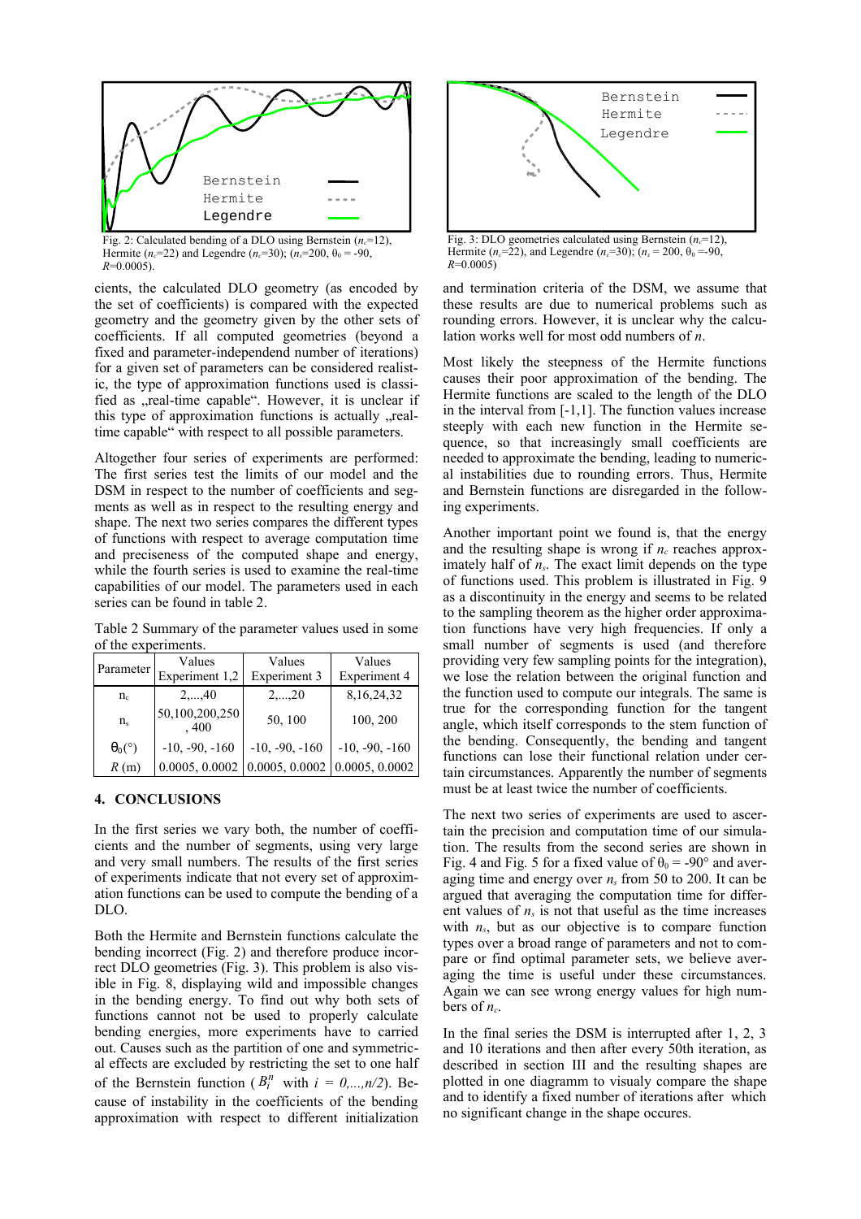Fig. 2: Calculated bending of a DLO using Bernstein ($n_c$=12), Hermite ($n_c$=22) and Legendre ($n_c$=30); ($n_s$=200, $\theta_0$ = -90, $R$=0.0005).

Fig. 3: DLO geometries calculated using Bernstein ($n_c$=12), Hermite ($n_c$=22), and Legendre ($n_c$=30); ($n_s$ = 200, $\theta_0$ =-90, $R$=0.0005)

cients, the calculated DLO geometry (as encoded by the set of coefficients) is compared with the expected geometry and the geometry given by the other sets of coefficients. If all computed geometries (beyond a fixed and parameter-independend number of iterations) for a given set of parameters can be considered realistic, the type of approximation functions used is classified as „real-time capable". However, it is unclear if this type of approximation functions is actually „real-time capable" with respect to all possible parameters.

Altogether four series of experiments are performed: The first series test the limits of our model and the DSM in respect to the number of coefficients and segments as well as in respect to the resulting energy and shape. The next two series compares the different types of functions with respect to average computation time and preciseness of the computed shape and energy, while the fourth series is used to examine the real-time capabilities of our model. The parameters used in each series can be found in table 2.

Table 2 Summary of the parameter values used in some of the experiments.

| Parameter | Values Experiment 1,2 | Values Experiment 3 | Values Experiment 4 |
|---|---|---|---|
| $n_c$ | 2,...,40 | 2,...,20 | 8,16,24,32 |
| $n_s$ | 50,100,200,250 , 400 | 50, 100 | 100, 200 |
| $\theta_0$(°) | -10, -90, -160 | -10, -90, -160 | -10, -90, -160 |
| $R$ (m) | 0.0005, 0.0002 | 0.0005, 0.0002 | 0.0005, 0.0002 |

## 4. CONCLUSIONS

In the first series we vary both, the number of coefficients and the number of segments, using very large and very small numbers. The results of the first series of experiments indicate that not every set of approximation functions can be used to compute the bending of a DLO.

Both the Hermite and Bernstein functions calculate the bending incorrect (Fig. 2) and therefore produce incorrect DLO geometries (Fig. 3). This problem is also visible in Fig. 8, displaying wild and impossible changes in the bending energy. To find out why both sets of functions cannot not be used to properly calculate bending energies, more experiments have to carried out. Causes such as the partition of one and symmetrical effects are excluded by restricting the set to one half of the Bernstein function ($B_i^n$ with $i = 0,...,n/2$). Because of instability in the coefficients of the bending approximation with respect to different initialization and termination criteria of the DSM, we assume that these results are due to numerical problems such as rounding errors. However, it is unclear why the calculation works well for most odd numbers of $n$.

Most likely the steepness of the Hermite functions causes their poor approximation of the bending. The Hermite functions are scaled to the length of the DLO in the interval from [-1,1]. The function values increase steeply with each new function in the Hermite sequence, so that increasingly small coefficients are needed to approximate the bending, leading to numerical instabilities due to rounding errors. Thus, Hermite and Bernstein functions are disregarded in the following experiments.

Another important point we found is, that the energy and the resulting shape is wrong if $n_c$ reaches approximately half of $n_s$. The exact limit depends on the type of functions used. This problem is illustrated in Fig. 9 as a discontinuity in the energy and seems to be related to the sampling theorem as the higher order approximation functions have very high frequencies. If only a small number of segments is used (and therefore providing very few sampling points for the integration), we lose the relation between the original function and the function used to compute our integrals. The same is true for the corresponding function for the tangent angle, which itself corresponds to the stem function of the bending. Consequently, the bending and tangent functions can lose their functional relation under certain circumstances. Apparently the number of segments must be at least twice the number of coefficients.

The next two series of experiments are used to ascertain the precision and computation time of our simulation. The results from the second series are shown in Fig. 4 and Fig. 5 for a fixed value of $\theta_0$ = -90° and averaging time and energy over $n_s$ from 50 to 200. It can be argued that averaging the computation time for different values of $n_s$ is not that useful as the time increases with $n_s$, but as our objective is to compare function types over a broad range of parameters and not to compare or find optimal parameter sets, we believe averaging the time is useful under these circumstances. Again we can see wrong energy values for high numbers of $n_c$.

In the final series the DSM is interrupted after 1, 2, 3 and 10 iterations and then after every 50th iteration, as described in section III and the resulting shapes are plotted in one diagramm to visualy compare the shape and to identify a fixed number of iterations after which no significant change in the shape occures.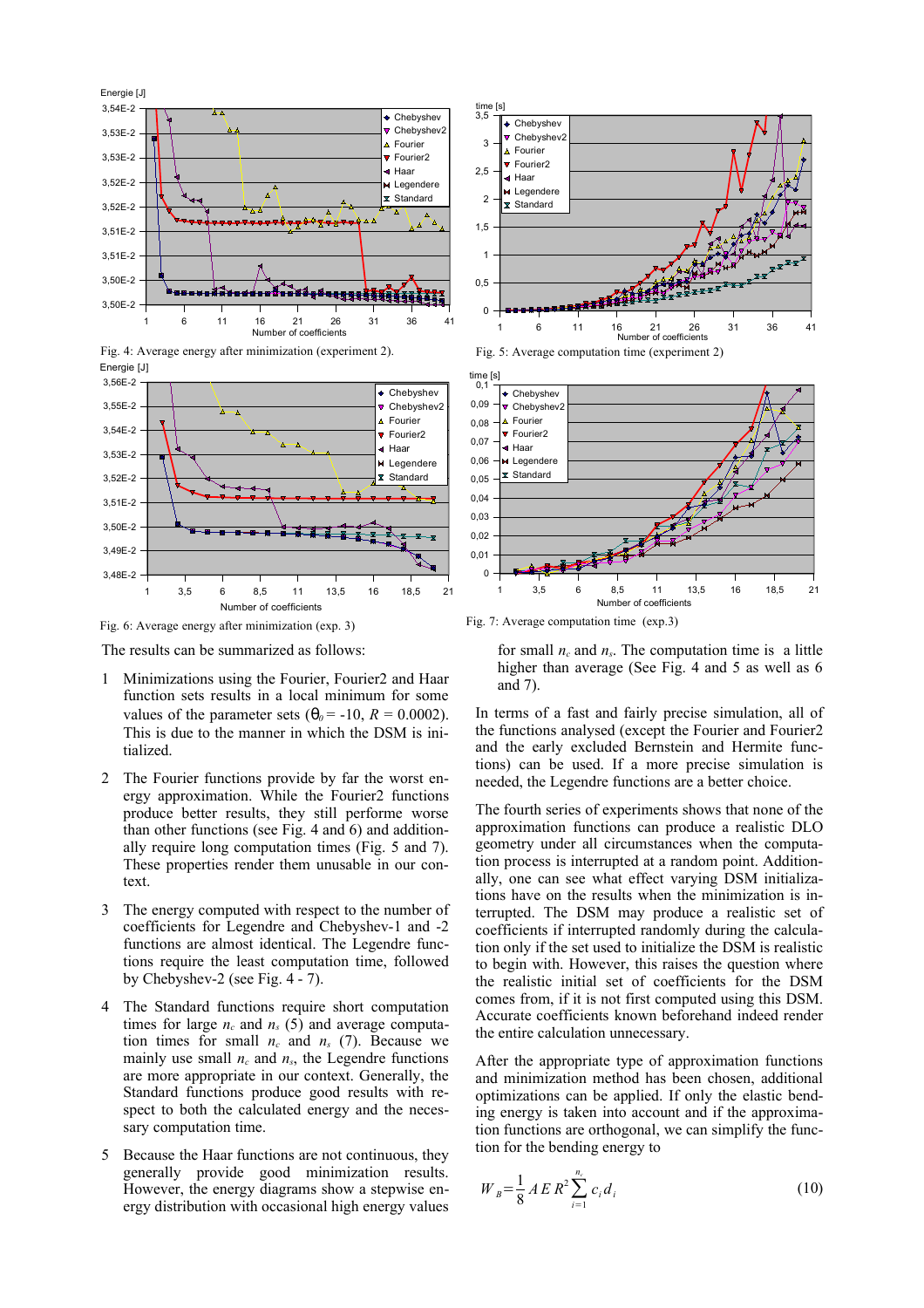Fig. 4: Average energy after minimization (experiment 2).

Fig. 5: Average computation time (experiment 2)

Fig. 6: Average energy after minimization (exp. 3)

Fig. 7: Average computation time (exp.3)

The results can be summarized as follows:

1. Minimizations using the Fourier, Fourier2 and Haar function sets results in a local minimum for some values of the parameter sets ($\theta_0 = -10$, $R = 0.0002$). This is due to the manner in which the DSM is initialized.

2. The Fourier functions provide by far the worst energy approximation. While the Fourier2 functions produce better results, they still performe worse than other functions (see Fig. 4 and 6) and additionally require long computation times (Fig. 5 and 7). These properties render them unusable in our context.

3. The energy computed with respect to the number of coefficients for Legendre and Chebyshev-1 and -2 functions are almost identical. The Legendre functions require the least computation time, followed by Chebyshev-2 (see Fig. 4 - 7).

4. The Standard functions require short computation times for large $n_c$ and $n_s$ (5) and average computation times for small $n_c$ and $n_s$ (7). Because we mainly use small $n_c$ and $n_s$, the Legendre functions are more appropriate in our context. Generally, the Standard functions produce good results with respect to both the calculated energy and the necessary computation time.

5. Because the Haar functions are not continuous, they generally provide good minimization results. However, the energy diagrams show a stepwise energy distribution with occasional high energy values for small $n_c$ and $n_s$. The computation time is a little higher than average (See Fig. 4 and 5 as well as 6 and 7).

In terms of a fast and fairly precise simulation, all of the functions analysed (except the Fourier and Fourier2 and the early excluded Bernstein and Hermite functions) can be used. If a more precise simulation is needed, the Legendre functions are a better choice.

The fourth series of experiments shows that none of the approximation functions can produce a realistic DLO geometry under all circumstances when the computation process is interrupted at a random point. Additionally, one can see what effect varying DSM initializations have on the results when the minimization is interrupted. The DSM may produce a realistic set of coefficients if interrupted randomly during the calculation only if the set used to initialize the DSM is realistic to begin with. However, this raises the question where the realistic initial set of coefficients for the DSM comes from, if it is not first computed using this DSM. Accurate coefficients known beforehand indeed render the entire calculation unnecessary.

After the appropriate type of approximation functions and minimization method has been chosen, additional optimizations can be applied. If only the elastic bending energy is taken into account and if the approximation functions are orthogonal, we can simplify the function for the bending energy to

$$W_B = \frac{1}{8} A E R^2 \sum_{i=1}^{n_c} c_i d_i \qquad (10)$$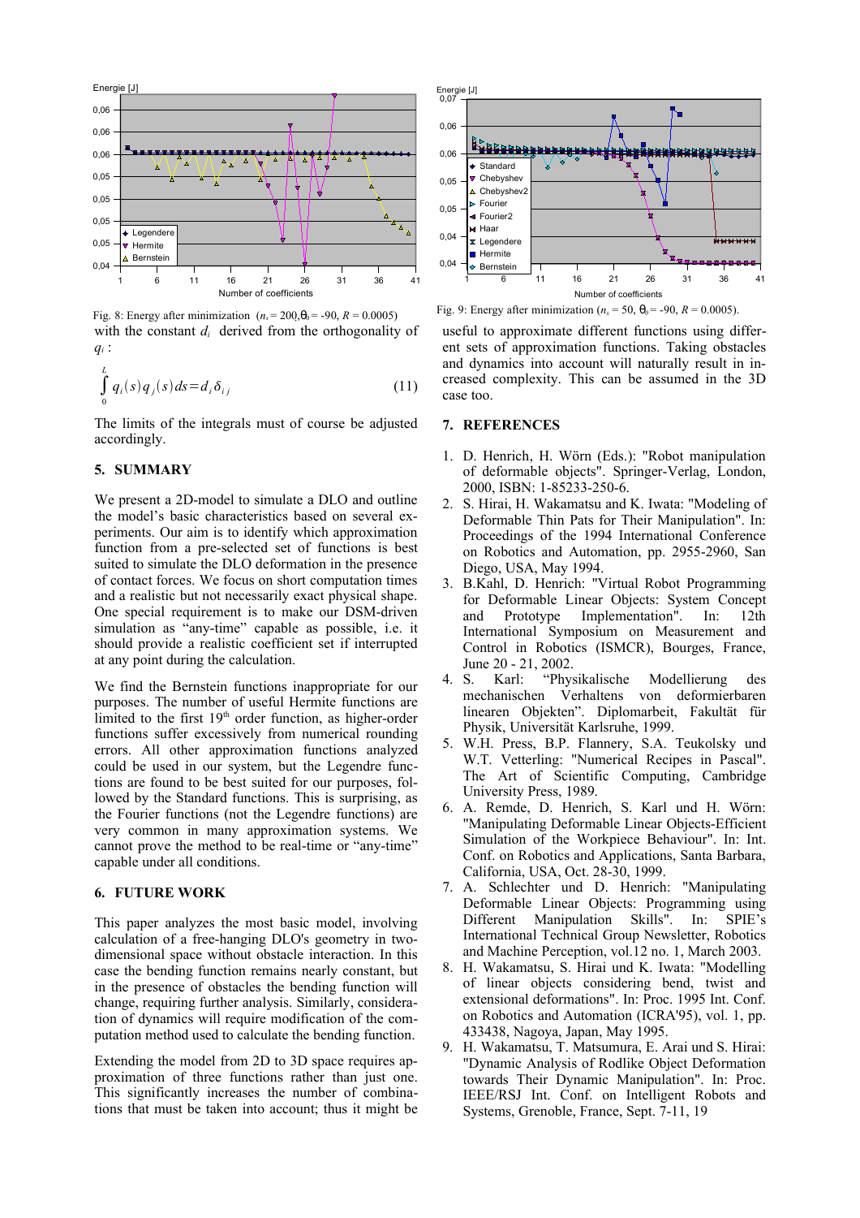Energie [J]

0,06
0,06
0,06
0,05
0,05
0,05
0,05
0,04

1 6 11 16 21 26 31 36 41

Number of coefficients

Legendere
Hermite
Bernstein

Fig. 8: Energy after minimization ($n_s = 200$, $\theta_0 = -90$, $R = 0.0005$)

Energie [J]

0,07
0,06
0,06
0,05
0,05
0,04
0,04

1 6 11 16 21 26 31 36 41

Number of coefficients

Standard
Chebyshev
Chebyshev2
Fourier
Fourier2
Haar
Legendere
Hermite
Bernstein

Fig. 9: Energy after minimization ($n_s = 50$, $\theta_0 = -90$, $R = 0.0005$).

with the constant $d_i$ derived from the orthogonality of $q_i$:

$$\int_0^L q_i(s) q_j(s) ds = d_i \delta_{ij} \tag{11}$$

The limits of the integrals must of course be adjusted accordingly.

## 5. SUMMARY

We present a 2D-model to simulate a DLO and outline the model's basic characteristics based on several experiments. Our aim is to identify which approximation function from a pre-selected set of functions is best suited to simulate the DLO deformation in the presence of contact forces. We focus on short computation times and a realistic but not necessarily exact physical shape. One special requirement is to make our DSM-driven simulation as "any-time" capable as possible, i.e. it should provide a realistic coefficient set if interrupted at any point during the calculation.

We find the Bernstein functions inappropriate for our purposes. The number of useful Hermite functions are limited to the first 19th order function, as higher-order functions suffer excessively from numerical rounding errors. All other approximation functions analyzed could be used in our system, but the Legendre functions are found to be best suited for our purposes, followed by the Standard functions. This is surprising, as the Fourier functions (not the Legendre functions) are very common in many approximation systems. We cannot prove the method to be real-time or "any-time" capable under all conditions.

## 6. FUTURE WORK

This paper analyzes the most basic model, involving calculation of a free-hanging DLO's geometry in two-dimensional space without obstacle interaction. In this case the bending function remains nearly constant, but in the presence of obstacles the bending function will change, requiring further analysis. Similarly, consideration of dynamics will require modification of the computation method used to calculate the bending function.

Extending the model from 2D to 3D space requires approximation of three functions rather than just one. This significantly increases the number of combinations that must be taken into account; thus it might be useful to approximate different functions using different sets of approximation functions. Taking obstacles and dynamics into account will naturally result in increased complexity. This can be assumed in the 3D case too.

## 7. REFERENCES

1. D. Henrich, H. Wörn (Eds.): "Robot manipulation of deformable objects". Springer-Verlag, London, 2000, ISBN: 1-85233-250-6.
2. S. Hirai, H. Wakamatsu and K. Iwata: "Modeling of Deformable Thin Pats for Their Manipulation". In: Proceedings of the 1994 International Conference on Robotics and Automation, pp. 2955-2960, San Diego, USA, May 1994.
3. B.Kahl, D. Henrich: "Virtual Robot Programming for Deformable Linear Objects: System Concept and Prototype Implementation". In: 12th International Symposium on Measurement and Control in Robotics (ISMCR), Bourges, France, June 20 - 21, 2002.
4. S. Karl: "Physikalische Modellierung des mechanischen Verhaltens von deformierbaren linearen Objekten". Diplomarbeit, Fakultät für Physik, Universität Karlsruhe, 1999.
5. W.H. Press, B.P. Flannery, S.A. Teukolsky und W.T. Vetterling: "Numerical Recipes in Pascal". The Art of Scientific Computing, Cambridge University Press, 1989.
6. A. Remde, D. Henrich, S. Karl und H. Wörn: "Manipulating Deformable Linear Objects-Efficient Simulation of the Workpiece Behaviour". In: Int. Conf. on Robotics and Applications, Santa Barbara, California, USA, Oct. 28-30, 1999.
7. A. Schlechter und D. Henrich: "Manipulating Deformable Linear Objects: Programming using Different Manipulation Skills". In: SPIE's International Technical Group Newsletter, Robotics and Machine Perception, vol.12 no. 1, March 2003.
8. H. Wakamatsu, S. Hirai und K. Iwata: "Modelling of linear objects considering bend, twist and extensional deformations". In: Proc. 1995 Int. Conf. on Robotics and Automation (ICRA'95), vol. 1, pp. 433438, Nagoya, Japan, May 1995.
9. H. Wakamatsu, T. Matsumura, E. Arai und S. Hirai: "Dynamic Analysis of Rodlike Object Deformation towards Their Dynamic Manipulation". In: Proc. IEEE/RSJ Int. Conf. on Intelligent Robots and Systems, Grenoble, France, Sept. 7-11, 19